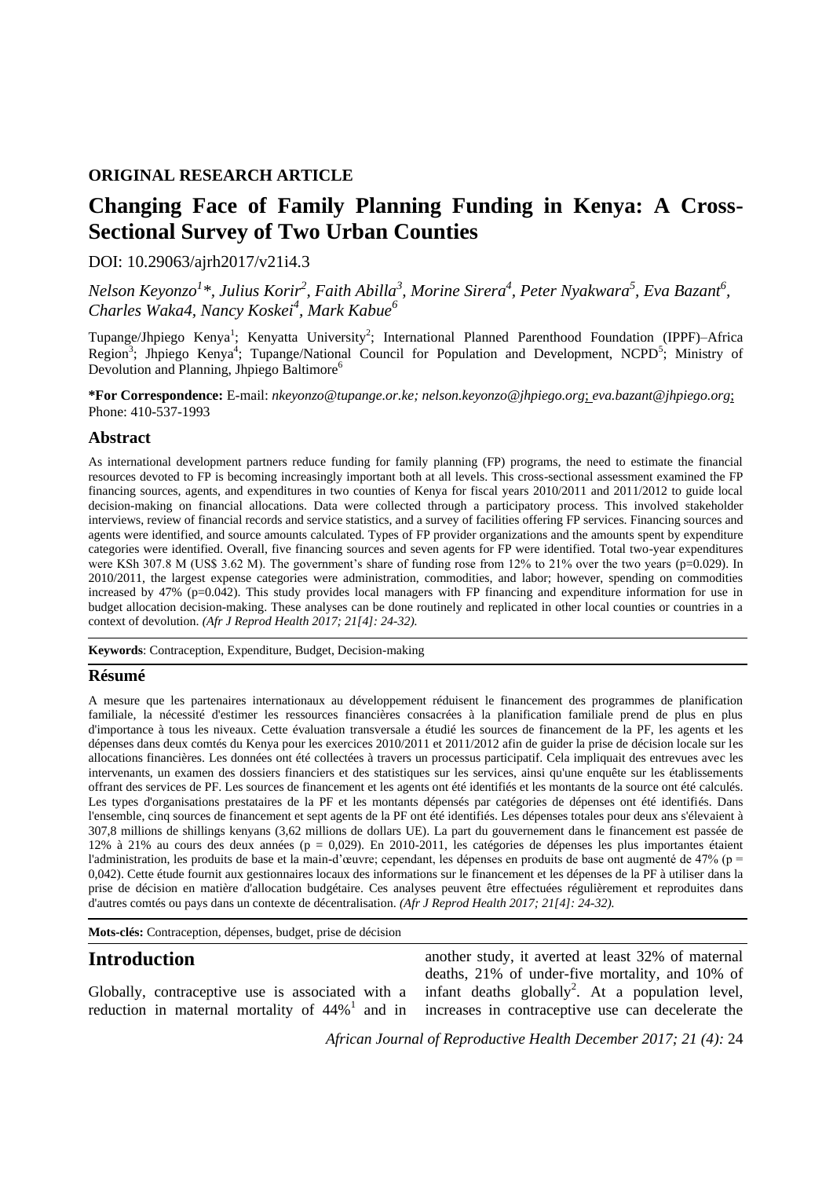**ORIGINAL RESEARCH ARTICLE**

# Changing Face of Family Planning Funding in Kenya: A Cross-Sectional Survey of Two Urban Counties

DOI: 10.29063/ajrh2017/v21i4.3

*Nelson Keyonzo[1]*, Julius Korir[2], Faith Abilla[3], Morine Sirera[4], Peter Nyakwara[5], Eva Bazant[6], Charles Waka4, Nancy Koskei[4], Mark Kabue[6]*

Tupange/Jhpiego Kenya[1]; Kenyatta University[2]; International Planned Parenthood Foundation (IPPF)–Africa Region[3]; Jhpiego Kenya[4]; Tupange/National Council for Population and Development, NCPD[5]; Ministry of Devolution and Planning, Jhpiego Baltimore[6]

**\*For Correspondence:** E-mail: *nkeyonzo@tupange.or.ke; nelson.keyonzo@jhpiego.org; eva.bazant@jhpiego.org*; Phone: 410-537-1993

## Abstract

As international development partners reduce funding for family planning (FP) programs, the need to estimate the financial resources devoted to FP is becoming increasingly important both at all levels. This cross-sectional assessment examined the FP financing sources, agents, and expenditures in two counties of Kenya for fiscal years 2010/2011 and 2011/2012 to guide local decision-making on financial allocations. Data were collected through a participatory process. This involved stakeholder interviews, review of financial records and service statistics, and a survey of facilities offering FP services. Financing sources and agents were identified, and source amounts calculated. Types of FP provider organizations and the amounts spent by expenditure categories were identified. Overall, five financing sources and seven agents for FP were identified. Total two-year expenditures were KSh 307.8 M (US$ 3.62 M). The government's share of funding rose from 12% to 21% over the two years ($p=0.029$). In 2010/2011, the largest expense categories were administration, commodities, and labor; however, spending on commodities increased by 47% ($p=0.042$). This study provides local managers with FP financing and expenditure information for use in budget allocation decision-making. These analyses can be done routinely and replicated in other local counties or countries in a context of devolution. *(Afr J Reprod Health 2017; 21[4]: 24-32).*

**Keywords**: Contraception, Expenditure, Budget, Decision-making

## Résumé

A mesure que les partenaires internationaux au développement réduisent le financement des programmes de planification familiale, la nécessité d'estimer les ressources financières consacrées à la planification familiale prend de plus en plus d'importance à tous les niveaux. Cette évaluation transversale a étudié les sources de financement de la PF, les agents et les dépenses dans deux comtés du Kenya pour les exercices 2010/2011 et 2011/2012 afin de guider la prise de décision locale sur les allocations financières. Les données ont été collectées à travers un processus participatif. Cela impliquait des entrevues avec les intervenants, un examen des dossiers financiers et des statistiques sur les services, ainsi qu'une enquête sur les établissements offrant des services de PF. Les sources de financement et les agents ont été identifiés et les montants de la source ont été calculés. Les types d'organisations prestataires de la PF et les montants dépensés par catégories de dépenses ont été identifiés. Dans l'ensemble, cinq sources de financement et sept agents de la PF ont été identifiés. Les dépenses totales pour deux ans s'élevaient à 307,8 millions de shillings kenyans (3,62 millions de dollars UE). La part du gouvernement dans le financement est passée de 12% à 21% au cours des deux années ($p = 0,029$). En 2010-2011, les catégories de dépenses les plus importantes étaient l'administration, les produits de base et la main-d'œuvre; cependant, les dépenses en produits de base ont augmenté de 47% ($p = 0,042$). Cette étude fournit aux gestionnaires locaux des informations sur le financement et les dépenses de la PF à utiliser dans la prise de décision en matière d'allocation budgétaire. Ces analyses peuvent être effectuées régulièrement et reproduites dans d'autres comtés ou pays dans un contexte de décentralisation. *(Afr J Reprod Health 2017; 21[4]: 24-32).*

**Mots-clés:** Contraception, dépenses, budget, prise de décision

## Introduction

Globally, contraceptive use is associated with a reduction in maternal mortality of 44%[1] and in another study, it averted at least 32% of maternal deaths, 21% of under-five mortality, and 10% of infant deaths globally[2]. At a population level, increases in contraceptive use can decelerate the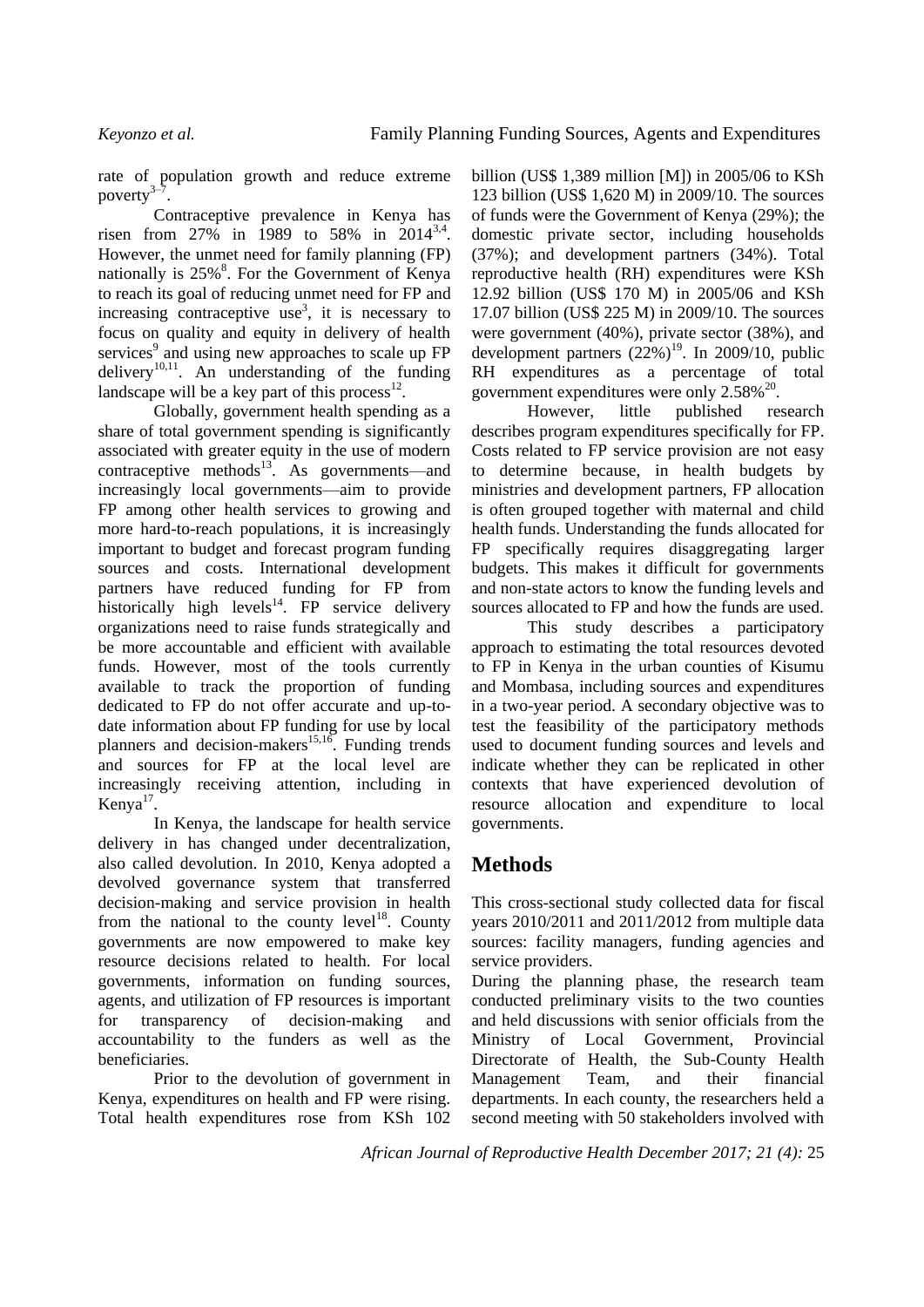rate of population growth and reduce extreme poverty[3–7].

Contraceptive prevalence in Kenya has risen from 27% in 1989 to 58% in 2014[3,4]. However, the unmet need for family planning (FP) nationally is 25%[8]. For the Government of Kenya to reach its goal of reducing unmet need for FP and increasing contraceptive use[3], it is necessary to focus on quality and equity in delivery of health services[9] and using new approaches to scale up FP delivery[10,11]. An understanding of the funding landscape will be a key part of this process[12].

Globally, government health spending as a share of total government spending is significantly associated with greater equity in the use of modern contraceptive methods[13]. As governments—and increasingly local governments—aim to provide FP among other health services to growing and more hard-to-reach populations, it is increasingly important to budget and forecast program funding sources and costs. International development partners have reduced funding for FP from historically high levels[14]. FP service delivery organizations need to raise funds strategically and be more accountable and efficient with available funds. However, most of the tools currently available to track the proportion of funding dedicated to FP do not offer accurate and up-to-date information about FP funding for use by local planners and decision-makers[15,16]. Funding trends and sources for FP at the local level are increasingly receiving attention, including in Kenya[17].

In Kenya, the landscape for health service delivery in has changed under decentralization, also called devolution. In 2010, Kenya adopted a devolved governance system that transferred decision-making and service provision in health from the national to the county level[18]. County governments are now empowered to make key resource decisions related to health. For local governments, information on funding sources, agents, and utilization of FP resources is important for transparency of decision-making and accountability to the funders as well as the beneficiaries.

Prior to the devolution of government in Kenya, expenditures on health and FP were rising. Total health expenditures rose from KSh 102 billion (US$ 1,389 million [M]) in 2005/06 to KSh 123 billion (US$ 1,620 M) in 2009/10. The sources of funds were the Government of Kenya (29%); the domestic private sector, including households (37%); and development partners (34%). Total reproductive health (RH) expenditures were KSh 12.92 billion (US$ 170 M) in 2005/06 and KSh 17.07 billion (US$ 225 M) in 2009/10. The sources were government (40%), private sector (38%), and development partners (22%)[19]. In 2009/10, public RH expenditures as a percentage of total government expenditures were only 2.58%[20].

However, little published research describes program expenditures specifically for FP. Costs related to FP service provision are not easy to determine because, in health budgets by ministries and development partners, FP allocation is often grouped together with maternal and child health funds. Understanding the funds allocated for FP specifically requires disaggregating larger budgets. This makes it difficult for governments and non-state actors to know the funding levels and sources allocated to FP and how the funds are used.

This study describes a participatory approach to estimating the total resources devoted to FP in Kenya in the urban counties of Kisumu and Mombasa, including sources and expenditures in a two-year period. A secondary objective was to test the feasibility of the participatory methods used to document funding sources and levels and indicate whether they can be replicated in other contexts that have experienced devolution of resource allocation and expenditure to local governments.

## Methods

This cross-sectional study collected data for fiscal years 2010/2011 and 2011/2012 from multiple data sources: facility managers, funding agencies and service providers.

During the planning phase, the research team conducted preliminary visits to the two counties and held discussions with senior officials from the Ministry of Local Government, Provincial Directorate of Health, the Sub-County Health Management Team, and their financial departments. In each county, the researchers held a second meeting with 50 stakeholders involved with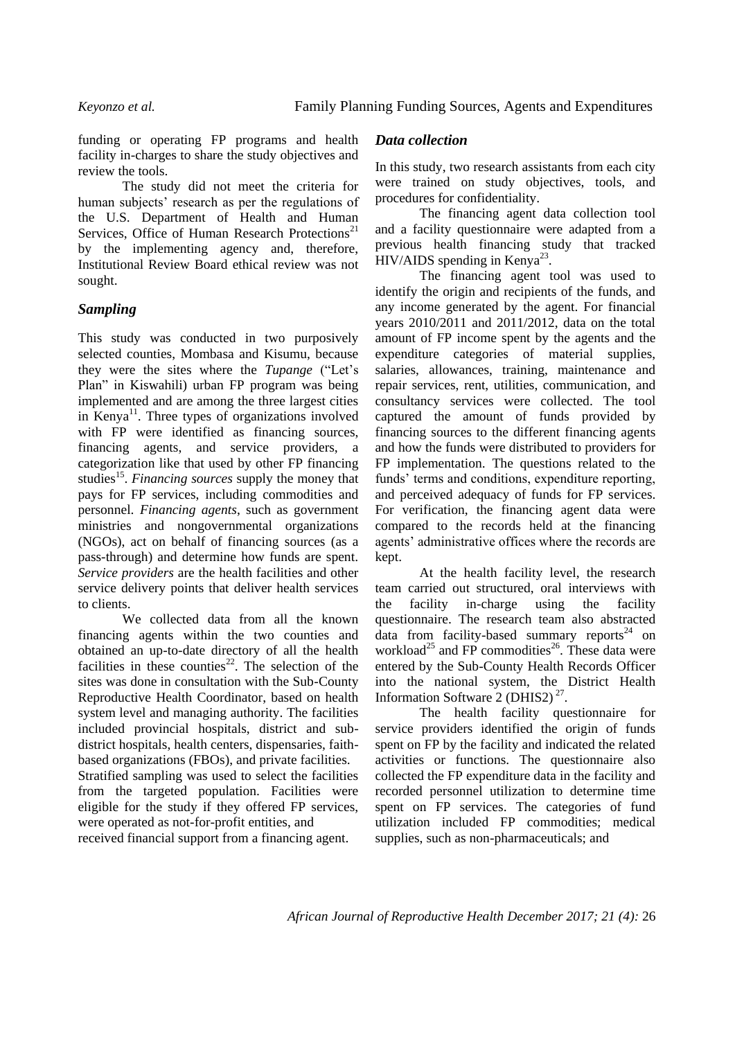funding or operating FP programs and health facility in-charges to share the study objectives and review the tools.

The study did not meet the criteria for human subjects' research as per the regulations of the U.S. Department of Health and Human Services, Office of Human Research Protections[21] by the implementing agency and, therefore, Institutional Review Board ethical review was not sought.

## *Sampling*

This study was conducted in two purposively selected counties, Mombasa and Kisumu, because they were the sites where the *Tupange* ("Let's Plan" in Kiswahili) urban FP program was being implemented and are among the three largest cities in Kenya[11]. Three types of organizations involved with FP were identified as financing sources, financing agents, and service providers, a categorization like that used by other FP financing studies[15]. *Financing sources* supply the money that pays for FP services, including commodities and personnel. *Financing agents*, such as government ministries and nongovernmental organizations (NGOs), act on behalf of financing sources (as a pass-through) and determine how funds are spent. *Service providers* are the health facilities and other service delivery points that deliver health services to clients.

We collected data from all the known financing agents within the two counties and obtained an up-to-date directory of all the health facilities in these counties[22]. The selection of the sites was done in consultation with the Sub-County Reproductive Health Coordinator, based on health system level and managing authority. The facilities included provincial hospitals, district and sub-district hospitals, health centers, dispensaries, faith-based organizations (FBOs), and private facilities. Stratified sampling was used to select the facilities from the targeted population. Facilities were eligible for the study if they offered FP services, were operated as not-for-profit entities, and received financial support from a financing agent.

## *Data collection*

In this study, two research assistants from each city were trained on study objectives, tools, and procedures for confidentiality.

The financing agent data collection tool and a facility questionnaire were adapted from a previous health financing study that tracked HIV/AIDS spending in Kenya[23].

The financing agent tool was used to identify the origin and recipients of the funds, and any income generated by the agent. For financial years 2010/2011 and 2011/2012, data on the total amount of FP income spent by the agents and the expenditure categories of material supplies, salaries, allowances, training, maintenance and repair services, rent, utilities, communication, and consultancy services were collected. The tool captured the amount of funds provided by financing sources to the different financing agents and how the funds were distributed to providers for FP implementation. The questions related to the funds' terms and conditions, expenditure reporting, and perceived adequacy of funds for FP services. For verification, the financing agent data were compared to the records held at the financing agents' administrative offices where the records are kept.

At the health facility level, the research team carried out structured, oral interviews with the facility in-charge using the facility questionnaire. The research team also abstracted data from facility-based summary reports[24] on workload[25] and FP commodities[26]. These data were entered by the Sub-County Health Records Officer into the national system, the District Health Information Software 2 (DHIS2)[27].

The health facility questionnaire for service providers identified the origin of funds spent on FP by the facility and indicated the related activities or functions. The questionnaire also collected the FP expenditure data in the facility and recorded personnel utilization to determine time spent on FP services. The categories of fund utilization included FP commodities; medical supplies, such as non-pharmaceuticals; and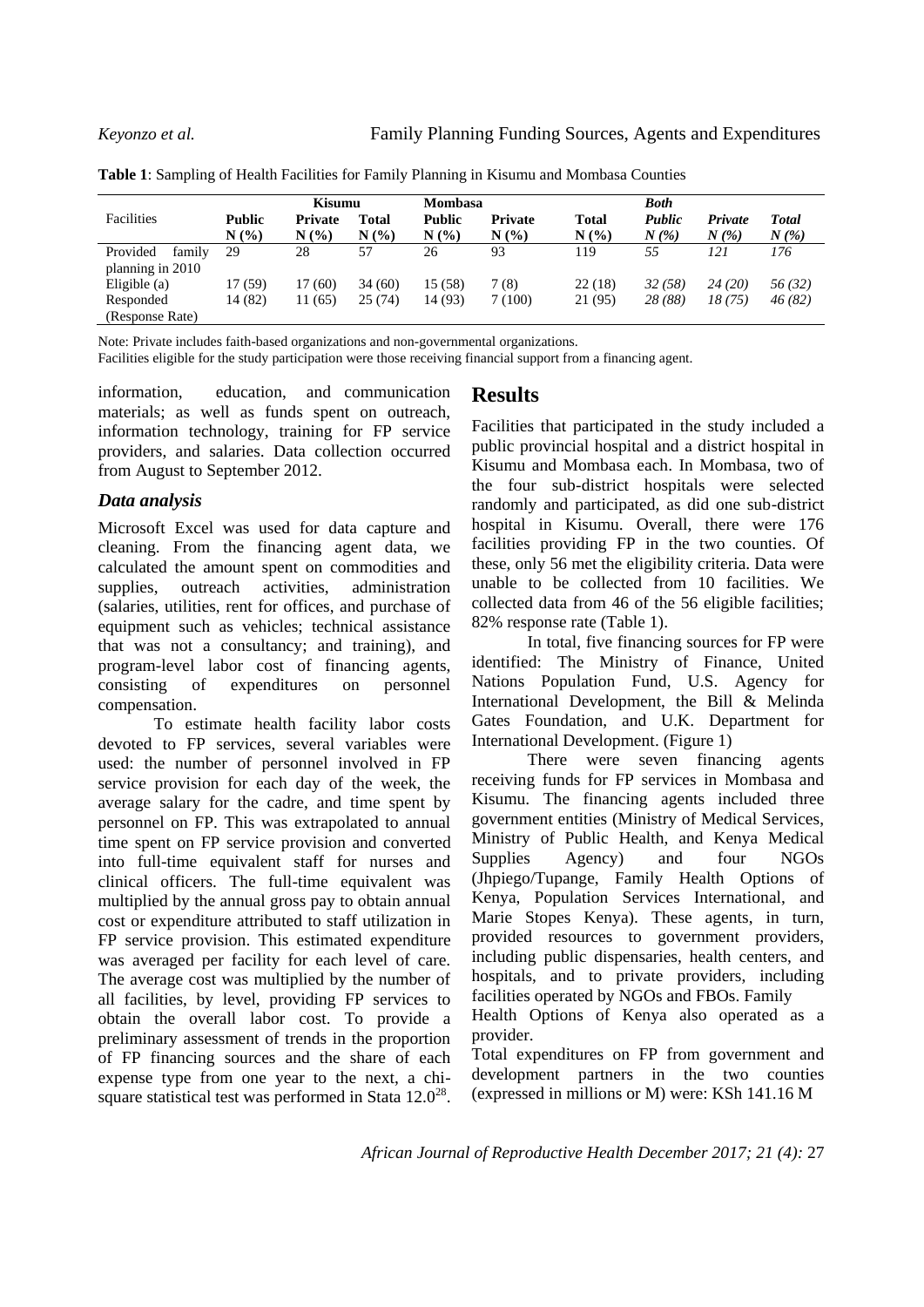**Table 1**: Sampling of Health Facilities for Family Planning in Kisumu and Mombasa Counties

| Facilities | Kisumu | | | Mombasa | | | *Both* | | |
|---|---|---|---|---|---|---|---|---|---|
| | **Public N (%)** | **Private N (%)** | **Total N (%)** | **Public N (%)** | **Private N (%)** | **Total N (%)** | ***Public N (%)*** | ***Private N (%)*** | ***Total N (%)*** |
| Provided family planning in 2010 | 29 | 28 | 57 | 26 | 93 | 119 | *55* | *121* | *176* |
| Eligible (a) | 17 (59) | 17 (60) | 34 (60) | 15 (58) | 7 (8) | 22 (18) | *32 (58)* | *24 (20)* | *56 (32)* |
| Responded (Response Rate) | 14 (82) | 11 (65) | 25 (74) | 14 (93) | 7 (100) | 21 (95) | *28 (88)* | *18 (75)* | *46 (82)* |

Note: Private includes faith-based organizations and non-governmental organizations.
Facilities eligible for the study participation were those receiving financial support from a financing agent.

information, education, and communication materials; as well as funds spent on outreach, information technology, training for FP service providers, and salaries. Data collection occurred from August to September 2012.

### Data analysis

Microsoft Excel was used for data capture and cleaning. From the financing agent data, we calculated the amount spent on commodities and supplies, outreach activities, administration (salaries, utilities, rent for offices, and purchase of equipment such as vehicles; technical assistance that was not a consultancy; and training), and program-level labor cost of financing agents, consisting of expenditures on personnel compensation.

To estimate health facility labor costs devoted to FP services, several variables were used: the number of personnel involved in FP service provision for each day of the week, the average salary for the cadre, and time spent by personnel on FP. This was extrapolated to annual time spent on FP service provision and converted into full-time equivalent staff for nurses and clinical officers. The full-time equivalent was multiplied by the annual gross pay to obtain annual cost or expenditure attributed to staff utilization in FP service provision. This estimated expenditure was averaged per facility for each level of care. The average cost was multiplied by the number of all facilities, by level, providing FP services to obtain the overall labor cost. To provide a preliminary assessment of trends in the proportion of FP financing sources and the share of each expense type from one year to the next, a chi-square statistical test was performed in Stata 12.0[28].

## Results

Facilities that participated in the study included a public provincial hospital and a district hospital in Kisumu and Mombasa each. In Mombasa, two of the four sub-district hospitals were selected randomly and participated, as did one sub-district hospital in Kisumu. Overall, there were 176 facilities providing FP in the two counties. Of these, only 56 met the eligibility criteria. Data were unable to be collected from 10 facilities. We collected data from 46 of the 56 eligible facilities; 82% response rate (Table 1).

In total, five financing sources for FP were identified: The Ministry of Finance, United Nations Population Fund, U.S. Agency for International Development, the Bill & Melinda Gates Foundation, and U.K. Department for International Development. (Figure 1)

There were seven financing agents receiving funds for FP services in Mombasa and Kisumu. The financing agents included three government entities (Ministry of Medical Services, Ministry of Public Health, and Kenya Medical Supplies Agency) and four NGOs (Jhpiego/Tupange, Family Health Options of Kenya, Population Services International, and Marie Stopes Kenya). These agents, in turn, provided resources to government providers, including public dispensaries, health centers, and hospitals, and to private providers, including facilities operated by NGOs and FBOs. Family Health Options of Kenya also operated as a provider.

Total expenditures on FP from government and development partners in the two counties (expressed in millions or M) were: KSh 141.16 M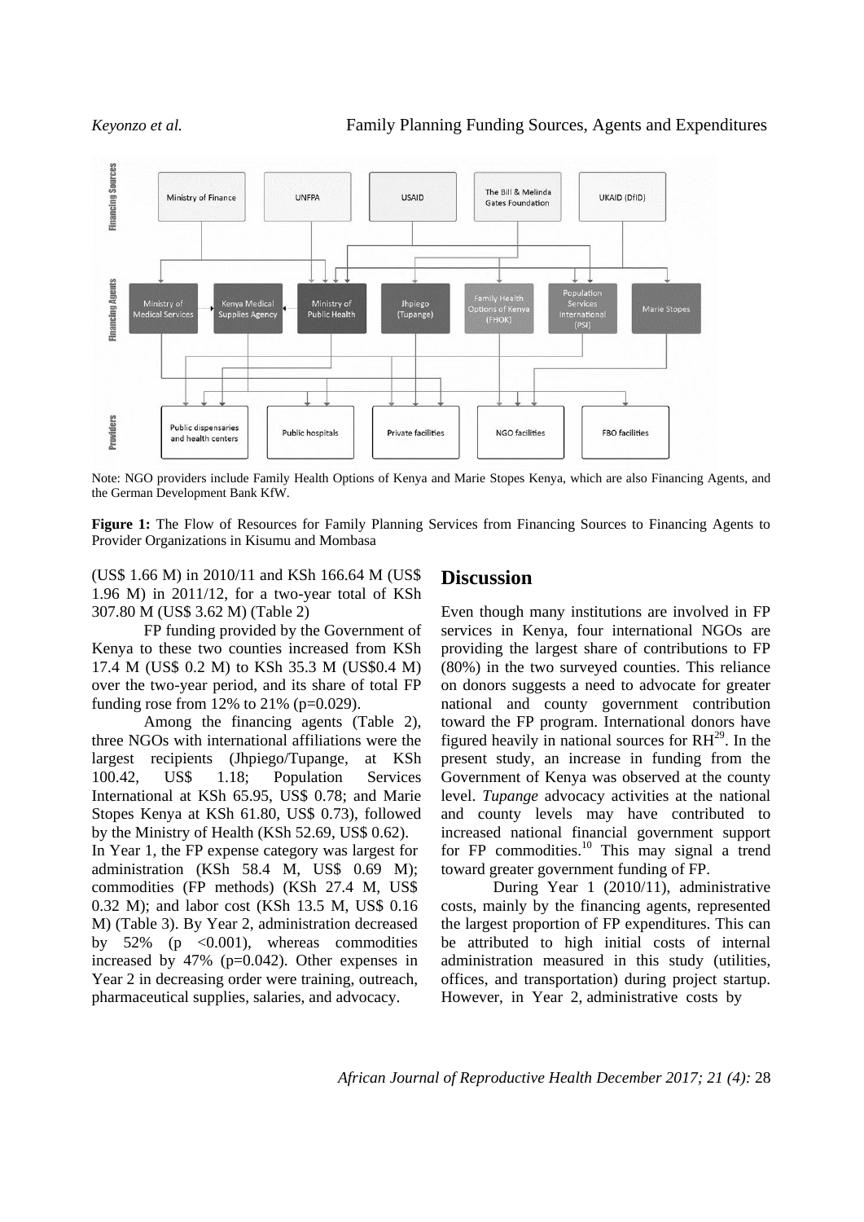Note: NGO providers include Family Health Options of Kenya and Marie Stopes Kenya, which are also Financing Agents, and the German Development Bank KfW.

**Figure 1:** The Flow of Resources for Family Planning Services from Financing Sources to Financing Agents to Provider Organizations in Kisumu and Mombasa

(US$ 1.66 M) in 2010/11 and KSh 166.64 M (US$ 1.96 M) in 2011/12, for a two-year total of KSh 307.80 M (US$ 3.62 M) (Table 2)

FP funding provided by the Government of Kenya to these two counties increased from KSh 17.4 M (US$ 0.2 M) to KSh 35.3 M (US$0.4 M) over the two-year period, and its share of total FP funding rose from 12% to 21% (p=0.029).

Among the financing agents (Table 2), three NGOs with international affiliations were the largest recipients (Jhpiego/Tupange, at KSh 100.42, US$ 1.18; Population Services International at KSh 65.95, US$ 0.78; and Marie Stopes Kenya at KSh 61.80, US$ 0.73), followed by the Ministry of Health (KSh 52.69, US$ 0.62).

In Year 1, the FP expense category was largest for administration (KSh 58.4 M, US$ 0.69 M); commodities (FP methods) (KSh 27.4 M, US$ 0.32 M); and labor cost (KSh 13.5 M, US$ 0.16 M) (Table 3). By Year 2, administration decreased by 52% (p <0.001), whereas commodities increased by 47% (p=0.042). Other expenses in Year 2 in decreasing order were training, outreach, pharmaceutical supplies, salaries, and advocacy.

## Discussion

Even though many institutions are involved in FP services in Kenya, four international NGOs are providing the largest share of contributions to FP (80%) in the two surveyed counties. This reliance on donors suggests a need to advocate for greater national and county government contribution toward the FP program. International donors have figured heavily in national sources for RH[29]. In the present study, an increase in funding from the Government of Kenya was observed at the county level. *Tupange* advocacy activities at the national and county levels may have contributed to increased national financial government support for FP commodities.[10] This may signal a trend toward greater government funding of FP.

During Year 1 (2010/11), administrative costs, mainly by the financing agents, represented the largest proportion of FP expenditures. This can be attributed to high initial costs of internal administration measured in this study (utilities, offices, and transportation) during project startup. However, in Year 2, administrative costs by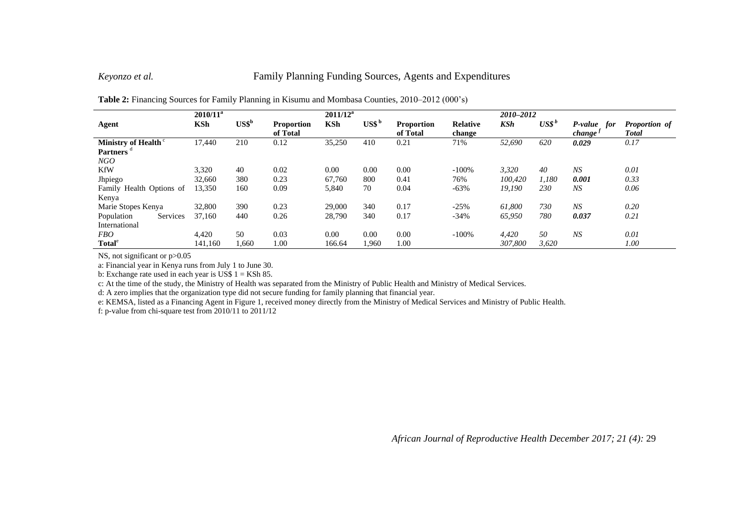**Table 2:** Financing Sources for Family Planning in Kisumu and Mombasa Counties, 2010–2012 (000's)

| Agent | 2010/11[a] | | | 2011/12[a] | | | | *2010–2012* | | | |
|---|---|---|---|---|---|---|---|---|---|---|---|
| | **KSh** | **US$[b]** | **Proportion of Total** | **KSh** | **US$[b]** | **Proportion of Total** | **Relative change** | ***KSh*** | ***US$[b]*** | ***P-value for change[f]*** | ***Proportion of Total*** |
| **Ministry of Health[c]** | 17,440 | 210 | 0.12 | 35,250 | 410 | 0.21 | 71% | *52,690* | *620* | ***0.029*** | *0.17* |
| **Partners[d]** | | | | | | | | | | | |
| *NGO* | | | | | | | | | | | |
| KfW | 3,320 | 40 | 0.02 | 0.00 | 0.00 | 0.00 | -100% | *3,320* | *40* | *NS* | *0.01* |
| Jhpiego | 32,660 | 380 | 0.23 | 67,760 | 800 | 0.41 | 76% | *100,420* | *1,180* | ***0.001*** | *0.33* |
| Family Health Options of Kenya | 13,350 | 160 | 0.09 | 5,840 | 70 | 0.04 | -63% | *19,190* | *230* | *NS* | *0.06* |
| Marie Stopes Kenya | 32,800 | 390 | 0.23 | 29,000 | 340 | 0.17 | -25% | *61,800* | *730* | *NS* | *0.20* |
| Population Services International | 37,160 | 440 | 0.26 | 28,790 | 340 | 0.17 | -34% | *65,950* | *780* | ***0.037*** | *0.21* |
| *FBO* | 4,420 | 50 | 0.03 | 0.00 | 0.00 | 0.00 | -100% | *4,420* | *50* | *NS* | *0.01* |
| **Total[e]** | 141,160 | 1,660 | 1.00 | 166.64 | 1,960 | 1.00 | | *307,800* | *3,620* | | *1.00* |

NS, not significant or p>0.05

a: Financial year in Kenya runs from July 1 to June 30.

b: Exchange rate used in each year is US$ 1 = KSh 85.

c: At the time of the study, the Ministry of Health was separated from the Ministry of Public Health and Ministry of Medical Services.

d: A zero implies that the organization type did not secure funding for family planning that financial year.

e: KEMSA, listed as a Financing Agent in Figure 1, received money directly from the Ministry of Medical Services and Ministry of Public Health.

f: p-value from chi-square test from 2010/11 to 2011/12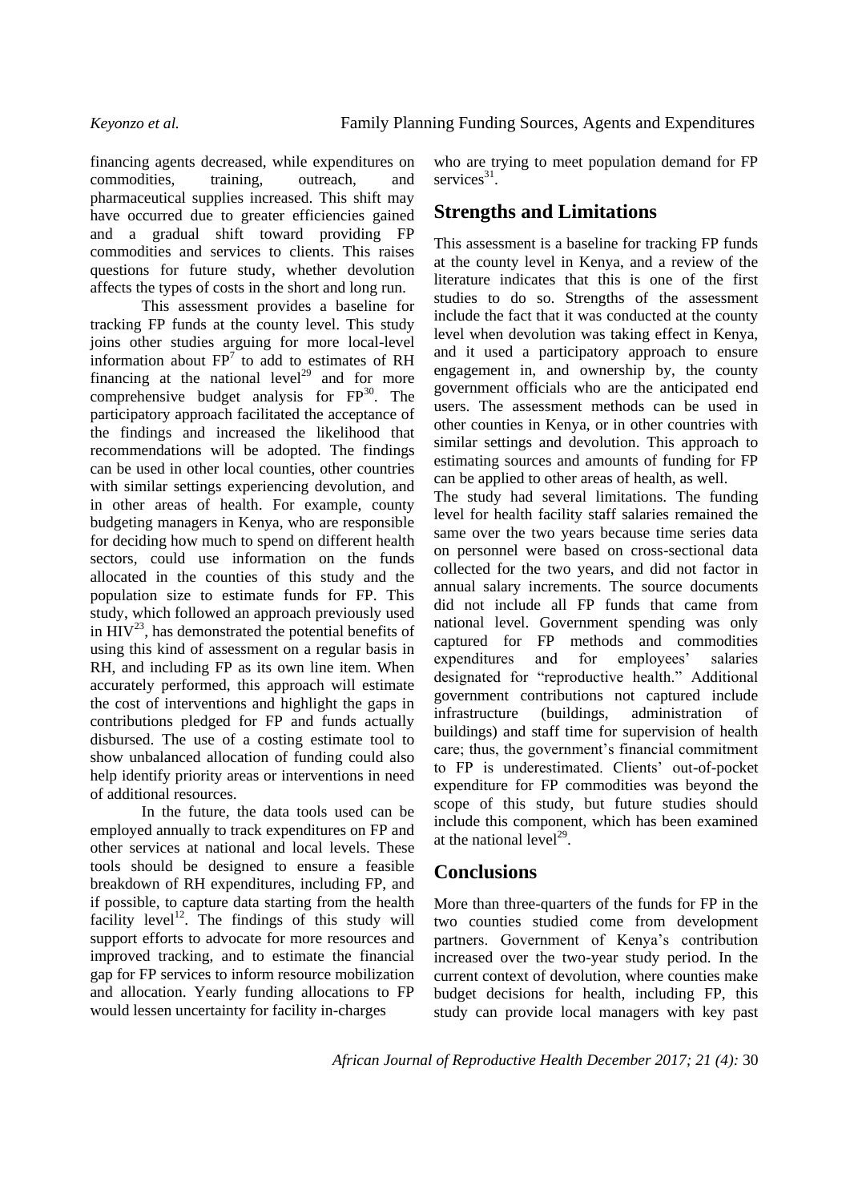financing agents decreased, while expenditures on commodities, training, outreach, and pharmaceutical supplies increased. This shift may have occurred due to greater efficiencies gained and a gradual shift toward providing FP commodities and services to clients. This raises questions for future study, whether devolution affects the types of costs in the short and long run.

This assessment provides a baseline for tracking FP funds at the county level. This study joins other studies arguing for more local-level information about FP[7] to add to estimates of RH financing at the national level[29] and for more comprehensive budget analysis for FP[30]. The participatory approach facilitated the acceptance of the findings and increased the likelihood that recommendations will be adopted. The findings can be used in other local counties, other countries with similar settings experiencing devolution, and in other areas of health. For example, county budgeting managers in Kenya, who are responsible for deciding how much to spend on different health sectors, could use information on the funds allocated in the counties of this study and the population size to estimate funds for FP. This study, which followed an approach previously used in HIV[23], has demonstrated the potential benefits of using this kind of assessment on a regular basis in RH, and including FP as its own line item. When accurately performed, this approach will estimate the cost of interventions and highlight the gaps in contributions pledged for FP and funds actually disbursed. The use of a costing estimate tool to show unbalanced allocation of funding could also help identify priority areas or interventions in need of additional resources.

In the future, the data tools used can be employed annually to track expenditures on FP and other services at national and local levels. These tools should be designed to ensure a feasible breakdown of RH expenditures, including FP, and if possible, to capture data starting from the health facility level[12]. The findings of this study will support efforts to advocate for more resources and improved tracking, and to estimate the financial gap for FP services to inform resource mobilization and allocation. Yearly funding allocations to FP would lessen uncertainty for facility in-charges who are trying to meet population demand for FP services[31].

## Strengths and Limitations

This assessment is a baseline for tracking FP funds at the county level in Kenya, and a review of the literature indicates that this is one of the first studies to do so. Strengths of the assessment include the fact that it was conducted at the county level when devolution was taking effect in Kenya, and it used a participatory approach to ensure engagement in, and ownership by, the county government officials who are the anticipated end users. The assessment methods can be used in other counties in Kenya, or in other countries with similar settings and devolution. This approach to estimating sources and amounts of funding for FP can be applied to other areas of health, as well.

The study had several limitations. The funding level for health facility staff salaries remained the same over the two years because time series data on personnel were based on cross-sectional data collected for the two years, and did not factor in annual salary increments. The source documents did not include all FP funds that came from national level. Government spending was only captured for FP methods and commodities expenditures and for employees' salaries designated for "reproductive health." Additional government contributions not captured include infrastructure (buildings, administration of buildings) and staff time for supervision of health care; thus, the government's financial commitment to FP is underestimated. Clients' out-of-pocket expenditure for FP commodities was beyond the scope of this study, but future studies should include this component, which has been examined at the national level[29].

## Conclusions

More than three-quarters of the funds for FP in the two counties studied come from development partners. Government of Kenya's contribution increased over the two-year study period. In the current context of devolution, where counties make budget decisions for health, including FP, this study can provide local managers with key past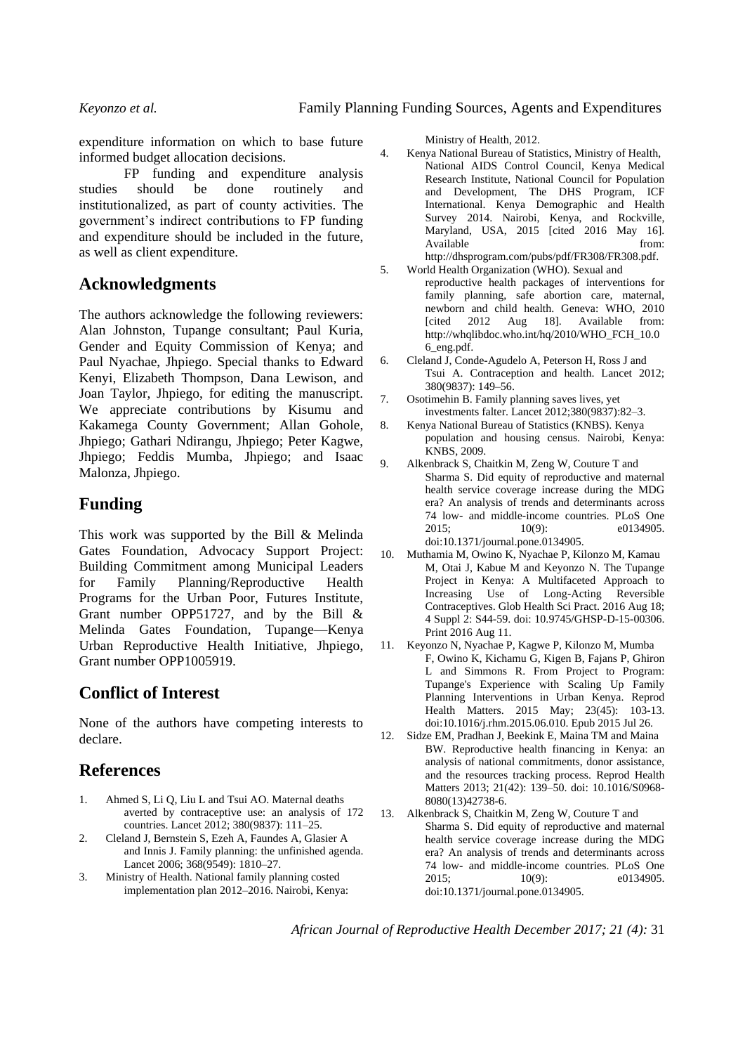expenditure information on which to base future informed budget allocation decisions.

FP funding and expenditure analysis studies should be done routinely and institutionalized, as part of county activities. The government's indirect contributions to FP funding and expenditure should be included in the future, as well as client expenditure.

## Acknowledgments

The authors acknowledge the following reviewers: Alan Johnston, Tupange consultant; Paul Kuria, Gender and Equity Commission of Kenya; and Paul Nyachae, Jhpiego. Special thanks to Edward Kenyi, Elizabeth Thompson, Dana Lewison, and Joan Taylor, Jhpiego, for editing the manuscript. We appreciate contributions by Kisumu and Kakamega County Government; Allan Gohole, Jhpiego; Gathari Ndirangu, Jhpiego; Peter Kagwe, Jhpiego; Feddis Mumba, Jhpiego; and Isaac Malonza, Jhpiego.

## Funding

This work was supported by the Bill & Melinda Gates Foundation, Advocacy Support Project: Building Commitment among Municipal Leaders for Family Planning/Reproductive Health Programs for the Urban Poor, Futures Institute, Grant number OPP51727, and by the Bill & Melinda Gates Foundation, Tupange—Kenya Urban Reproductive Health Initiative, Jhpiego, Grant number OPP1005919.

## Conflict of Interest

None of the authors have competing interests to declare.

## References

1. Ahmed S, Li Q, Liu L and Tsui AO. Maternal deaths averted by contraceptive use: an analysis of 172 countries. Lancet 2012; 380(9837): 111–25.
2. Cleland J, Bernstein S, Ezeh A, Faundes A, Glasier A and Innis J. Family planning: the unfinished agenda. Lancet 2006; 368(9549): 1810–27.
3. Ministry of Health. National family planning costed implementation plan 2012–2016. Nairobi, Kenya: Ministry of Health, 2012.
4. Kenya National Bureau of Statistics, Ministry of Health, National AIDS Control Council, Kenya Medical Research Institute, National Council for Population and Development, The DHS Program, ICF International. Kenya Demographic and Health Survey 2014. Nairobi, Kenya, and Rockville, Maryland, USA, 2015 [cited 2016 May 16]. Available from: http://dhsprogram.com/pubs/pdf/FR308/FR308.pdf.
5. World Health Organization (WHO). Sexual and reproductive health packages of interventions for family planning, safe abortion care, maternal, newborn and child health. Geneva: WHO, 2010 [cited 2012 Aug 18]. Available from: http://whqlibdoc.who.int/hq/2010/WHO_FCH_10.06_eng.pdf.
6. Cleland J, Conde-Agudelo A, Peterson H, Ross J and Tsui A. Contraception and health. Lancet 2012; 380(9837): 149–56.
7. Osotimehin B. Family planning saves lives, yet investments falter. Lancet 2012;380(9837):82–3.
8. Kenya National Bureau of Statistics (KNBS). Kenya population and housing census. Nairobi, Kenya: KNBS, 2009.
9. Alkenbrack S, Chaitkin M, Zeng W, Couture T and Sharma S. Did equity of reproductive and maternal health service coverage increase during the MDG era? An analysis of trends and determinants across 74 low- and middle-income countries. PLoS One 2015; 10(9): e0134905. doi:10.1371/journal.pone.0134905.
10. Muthamia M, Owino K, Nyachae P, Kilonzo M, Kamau M, Otai J, Kabue M and Keyonzo N. The Tupange Project in Kenya: A Multifaceted Approach to Increasing Use of Long-Acting Reversible Contraceptives. Glob Health Sci Pract. 2016 Aug 18; 4 Suppl 2: S44-59. doi: 10.9745/GHSP-D-15-00306. Print 2016 Aug 11.
11. Keyonzo N, Nyachae P, Kagwe P, Kilonzo M, Mumba F, Owino K, Kichamu G, Kigen B, Fajans P, Ghiron L and Simmons R. From Project to Program: Tupange's Experience with Scaling Up Family Planning Interventions in Urban Kenya. Reprod Health Matters. 2015 May; 23(45): 103-13. doi:10.1016/j.rhm.2015.06.010. Epub 2015 Jul 26.
12. Sidze EM, Pradhan J, Beekink E, Maina TM and Maina BW. Reproductive health financing in Kenya: an analysis of national commitments, donor assistance, and the resources tracking process. Reprod Health Matters 2013; 21(42): 139–50. doi: 10.1016/S0968-8080(13)42738-6.
13. Alkenbrack S, Chaitkin M, Zeng W, Couture T and Sharma S. Did equity of reproductive and maternal health service coverage increase during the MDG era? An analysis of trends and determinants across 74 low- and middle-income countries. PLoS One 2015; 10(9): e0134905. doi:10.1371/journal.pone.0134905.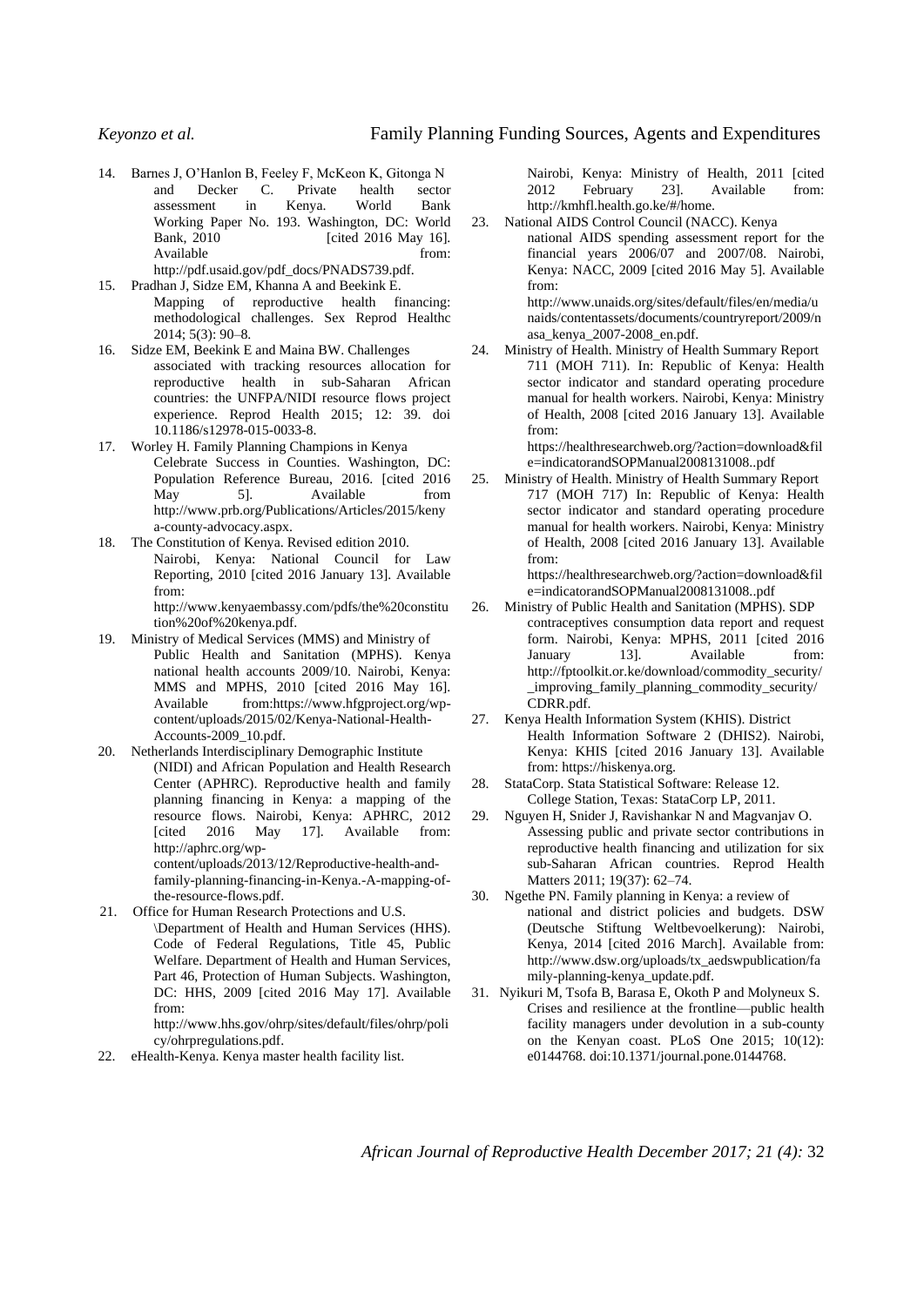14. Barnes J, O'Hanlon B, Feeley F, McKeon K, Gitonga N and Decker C. Private health sector assessment in Kenya. World Bank Working Paper No. 193. Washington, DC: World Bank, 2010 [cited 2016 May 16]. Available from: http://pdf.usaid.gov/pdf_docs/PNADS739.pdf.
15. Pradhan J, Sidze EM, Khanna A and Beekink E. Mapping of reproductive health financing: methodological challenges. Sex Reprod Healthc 2014; 5(3): 90–8.
16. Sidze EM, Beekink E and Maina BW. Challenges associated with tracking resources allocation for reproductive health in sub-Saharan African countries: the UNFPA/NIDI resource flows project experience. Reprod Health 2015; 12: 39. doi 10.1186/s12978-015-0033-8.
17. Worley H. Family Planning Champions in Kenya Celebrate Success in Counties. Washington, DC: Population Reference Bureau, 2016. [cited 2016 May 5]. Available from http://www.prb.org/Publications/Articles/2015/kenya-county-advocacy.aspx.
18. The Constitution of Kenya. Revised edition 2010. Nairobi, Kenya: National Council for Law Reporting, 2010 [cited 2016 January 13]. Available from: http://www.kenyaembassy.com/pdfs/the%20constitution%20of%20kenya.pdf.
19. Ministry of Medical Services (MMS) and Ministry of Public Health and Sanitation (MPHS). Kenya national health accounts 2009/10. Nairobi, Kenya: MMS and MPHS, 2010 [cited 2016 May 16]. Available from:https://www.hfgproject.org/wp-content/uploads/2015/02/Kenya-National-Health-Accounts-2009_10.pdf.
20. Netherlands Interdisciplinary Demographic Institute (NIDI) and African Population and Health Research Center (APHRC). Reproductive health and family planning financing in Kenya: a mapping of the resource flows. Nairobi, Kenya: APHRC, 2012 [cited 2016 May 17]. Available from: http://aphrc.org/wp-content/uploads/2013/12/Reproductive-health-and-family-planning-financing-in-Kenya.-A-mapping-of-the-resource-flows.pdf.
21. Office for Human Research Protections and U.S. \Department of Health and Human Services (HHS). Code of Federal Regulations, Title 45, Public Welfare. Department of Health and Human Services, Part 46, Protection of Human Subjects. Washington, DC: HHS, 2009 [cited 2016 May 17]. Available from: http://www.hhs.gov/ohrp/sites/default/files/ohrp/policy/ohrpregulations.pdf.
22. eHealth-Kenya. Kenya master health facility list. Nairobi, Kenya: Ministry of Health, 2011 [cited 2012 February 23]. Available from: http://kmhfl.health.go.ke/#/home.
23. National AIDS Control Council (NACC). Kenya national AIDS spending assessment report for the financial years 2006/07 and 2007/08. Nairobi, Kenya: NACC, 2009 [cited 2016 May 5]. Available from: http://www.unaids.org/sites/default/files/en/media/unaids/contentassets/documents/countryreport/2009/nasa_kenya_2007-2008_en.pdf.
24. Ministry of Health. Ministry of Health Summary Report 711 (MOH 711). In: Republic of Kenya: Health sector indicator and standard operating procedure manual for health workers. Nairobi, Kenya: Ministry of Health, 2008 [cited 2016 January 13]. Available from: https://healthresearchweb.org/?action=download&file=indicatorandSOPManual2008131008..pdf
25. Ministry of Health. Ministry of Health Summary Report 717 (MOH 717) In: Republic of Kenya: Health sector indicator and standard operating procedure manual for health workers. Nairobi, Kenya: Ministry of Health, 2008 [cited 2016 January 13]. Available from: https://healthresearchweb.org/?action=download&file=indicatorandSOPManual2008131008..pdf
26. Ministry of Public Health and Sanitation (MPHS). SDP contraceptives consumption data report and request form. Nairobi, Kenya: MPHS, 2011 [cited 2016 January 13]. Available from: http://fptoolkit.or.ke/download/commodity_security/_improving_family_planning_commodity_security/CDRR.pdf.
27. Kenya Health Information System (KHIS). District Health Information Software 2 (DHIS2). Nairobi, Kenya: KHIS [cited 2016 January 13]. Available from: https://hiskenya.org.
28. StataCorp. Stata Statistical Software: Release 12. College Station, Texas: StataCorp LP, 2011.
29. Nguyen H, Snider J, Ravishankar N and Magvanjav O. Assessing public and private sector contributions in reproductive health financing and utilization for six sub-Saharan African countries. Reprod Health Matters 2011; 19(37): 62–74.
30. Ngethe PN. Family planning in Kenya: a review of national and district policies and budgets. DSW (Deutsche Stiftung Weltbevoelkerung): Nairobi, Kenya, 2014 [cited 2016 March]. Available from: http://www.dsw.org/uploads/tx_aedswpublication/family-planning-kenya_update.pdf.
31. Nyikuri M, Tsofa B, Barasa E, Okoth P and Molyneux S. Crises and resilience at the frontline—public health facility managers under devolution in a sub-county on the Kenyan coast. PLoS One 2015; 10(12): e0144768. doi:10.1371/journal.pone.0144768.